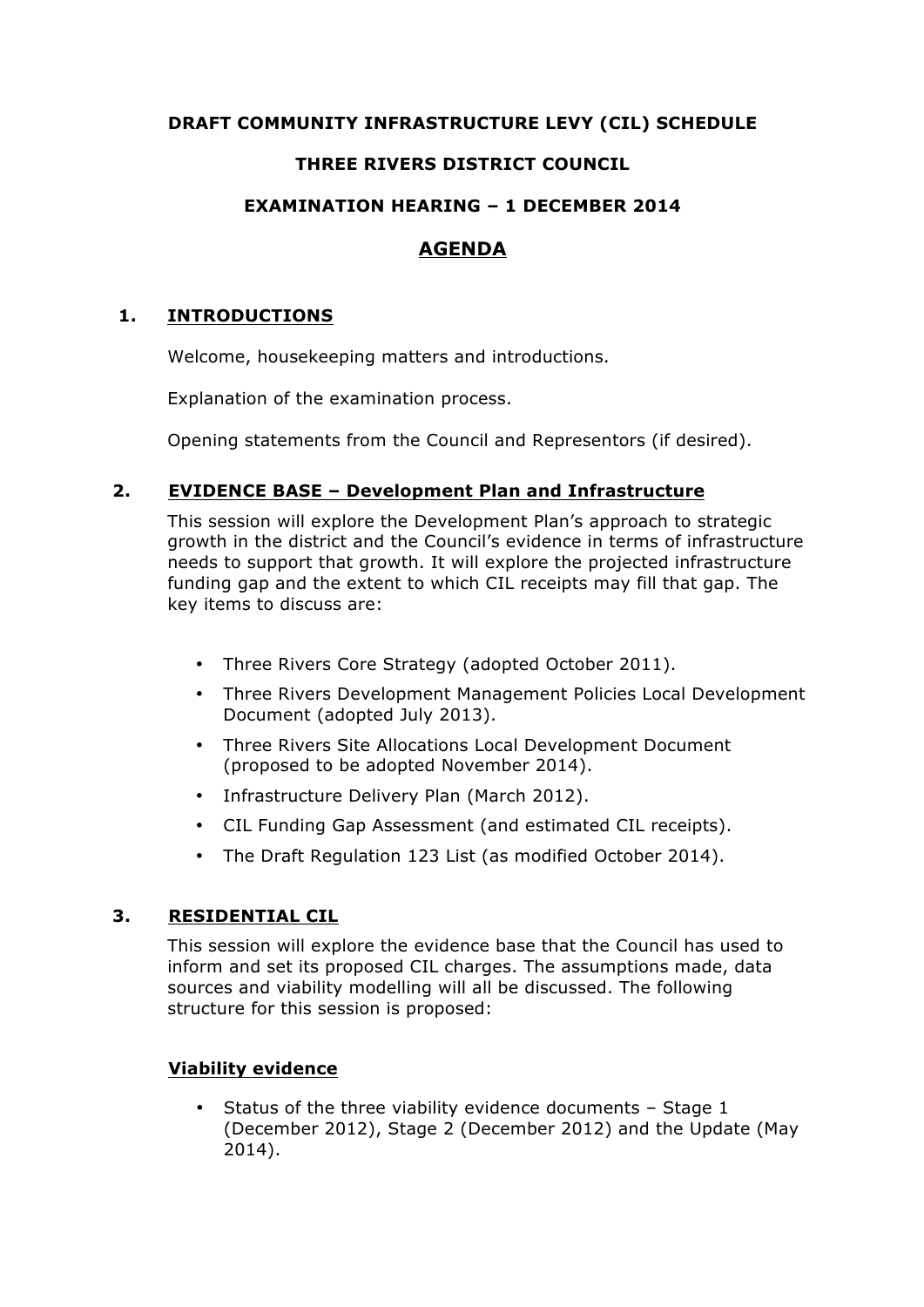**DRAFT COMMUNITY INFRASTRUCTURE LEVY (CIL) SCHEDULE**

**THREE RIVERS DISTRICT COUNCIL**

**EXAMINATION HEARING – 1 DECEMBER 2014**

# AGENDA

## 1. INTRODUCTIONS

Welcome, housekeeping matters and introductions.

Explanation of the examination process.

Opening statements from the Council and Representors (if desired).

## 2. EVIDENCE BASE – Development Plan and Infrastructure

This session will explore the Development Plan's approach to strategic growth in the district and the Council's evidence in terms of infrastructure needs to support that growth. It will explore the projected infrastructure funding gap and the extent to which CIL receipts may fill that gap. The key items to discuss are:

- Three Rivers Core Strategy (adopted October 2011).
- Three Rivers Development Management Policies Local Development Document (adopted July 2013).
- Three Rivers Site Allocations Local Development Document (proposed to be adopted November 2014).
- Infrastructure Delivery Plan (March 2012).
- CIL Funding Gap Assessment (and estimated CIL receipts).
- The Draft Regulation 123 List (as modified October 2014).

## 3. RESIDENTIAL CIL

This session will explore the evidence base that the Council has used to inform and set its proposed CIL charges. The assumptions made, data sources and viability modelling will all be discussed. The following structure for this session is proposed:

### Viability evidence

- Status of the three viability evidence documents – Stage 1 (December 2012), Stage 2 (December 2012) and the Update (May 2014).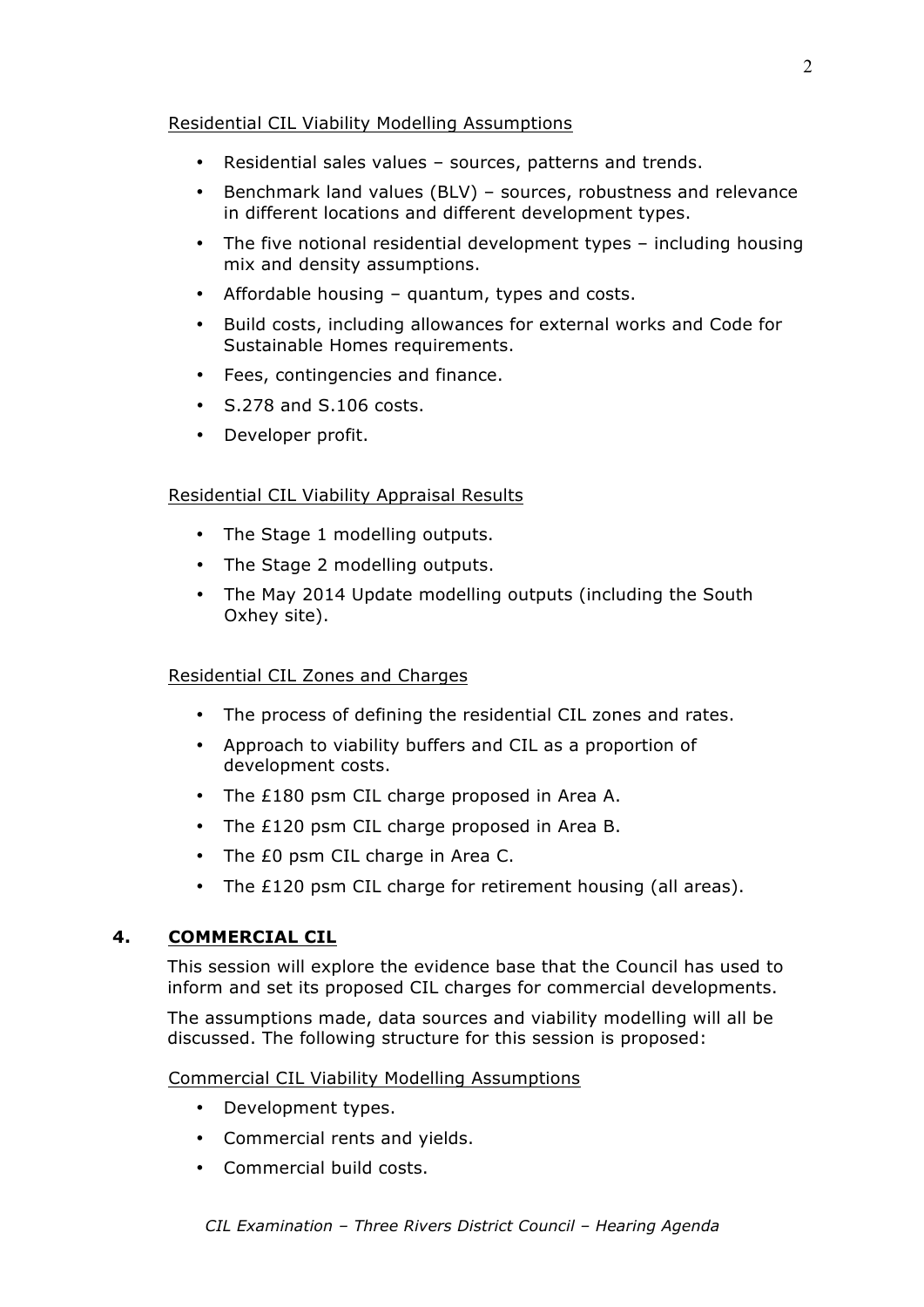Residential CIL Viability Modelling Assumptions

- Residential sales values – sources, patterns and trends.
- Benchmark land values (BLV) – sources, robustness and relevance in different locations and different development types.
- The five notional residential development types – including housing mix and density assumptions.
- Affordable housing – quantum, types and costs.
- Build costs, including allowances for external works and Code for Sustainable Homes requirements.
- Fees, contingencies and finance.
- S.278 and S.106 costs.
- Developer profit.

Residential CIL Viability Appraisal Results

- The Stage 1 modelling outputs.
- The Stage 2 modelling outputs.
- The May 2014 Update modelling outputs (including the South Oxhey site).

Residential CIL Zones and Charges

- The process of defining the residential CIL zones and rates.
- Approach to viability buffers and CIL as a proportion of development costs.
- The £180 psm CIL charge proposed in Area A.
- The £120 psm CIL charge proposed in Area B.
- The £0 psm CIL charge in Area C.
- The £120 psm CIL charge for retirement housing (all areas).

## 4. COMMERCIAL CIL

This session will explore the evidence base that the Council has used to inform and set its proposed CIL charges for commercial developments.

The assumptions made, data sources and viability modelling will all be discussed. The following structure for this session is proposed:

Commercial CIL Viability Modelling Assumptions

- Development types.
- Commercial rents and yields.
- Commercial build costs.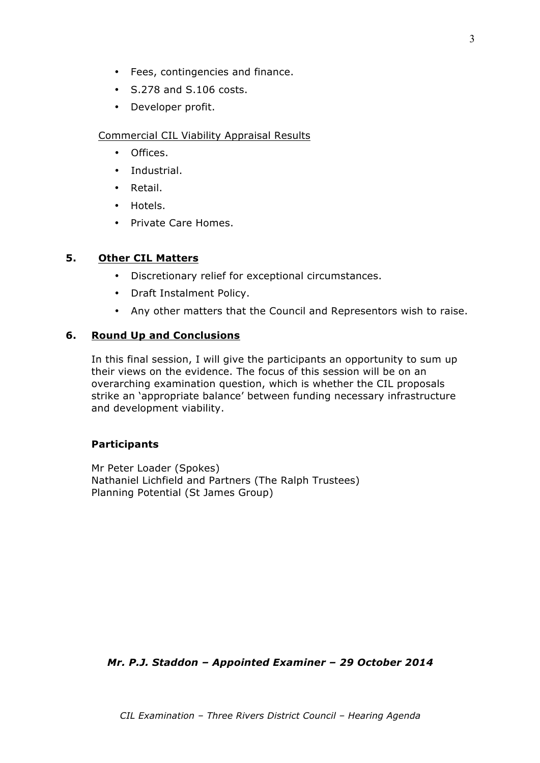- Fees, contingencies and finance.
- S.278 and S.106 costs.
- Developer profit.

Commercial CIL Viability Appraisal Results

- Offices.
- Industrial.
- Retail.
- Hotels.
- Private Care Homes.

## 5. Other CIL Matters

- Discretionary relief for exceptional circumstances.
- Draft Instalment Policy.
- Any other matters that the Council and Representors wish to raise.

## 6. Round Up and Conclusions

In this final session, I will give the participants an opportunity to sum up their views on the evidence. The focus of this session will be on an overarching examination question, which is whether the CIL proposals strike an 'appropriate balance' between funding necessary infrastructure and development viability.

**Participants**

Mr Peter Loader (Spokes)
Nathaniel Lichfield and Partners (The Ralph Trustees)
Planning Potential (St James Group)

***Mr. P.J. Staddon – Appointed Examiner – 29 October 2014***